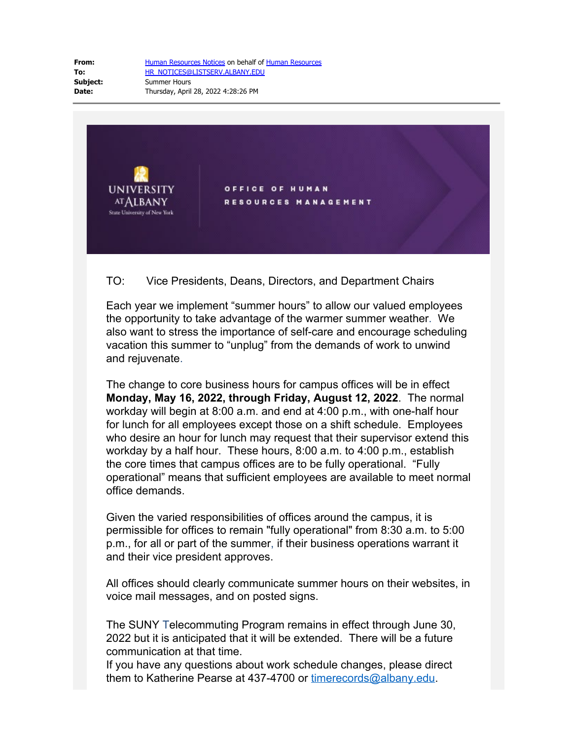**From:** Human Resources Notices on behalf of Human Resources
**To:** HR_NOTICES@LISTSERV.ALBANY.EDU
**Subject:** Summer Hours
**Date:** Thursday, April 28, 2022 4:28:26 PM

---

UNIVERSITY AT ALBANY
State University of New York

OFFICE OF HUMAN RESOURCES MANAGEMENT

TO: Vice Presidents, Deans, Directors, and Department Chairs

Each year we implement "summer hours" to allow our valued employees the opportunity to take advantage of the warmer summer weather. We also want to stress the importance of self-care and encourage scheduling vacation this summer to "unplug" from the demands of work to unwind and rejuvenate.

The change to core business hours for campus offices will be in effect **Monday, May 16, 2022, through Friday, August 12, 2022**. The normal workday will begin at 8:00 a.m. and end at 4:00 p.m., with one-half hour for lunch for all employees except those on a shift schedule. Employees who desire an hour for lunch may request that their supervisor extend this workday by a half hour. These hours, 8:00 a.m. to 4:00 p.m., establish the core times that campus offices are to be fully operational. "Fully operational" means that sufficient employees are available to meet normal office demands.

Given the varied responsibilities of offices around the campus, it is permissible for offices to remain "fully operational" from 8:30 a.m. to 5:00 p.m., for all or part of the summer, if their business operations warrant it and their vice president approves.

All offices should clearly communicate summer hours on their websites, in voice mail messages, and on posted signs.

The SUNY Telecommuting Program remains in effect through June 30, 2022 but it is anticipated that it will be extended. There will be a future communication at that time.
If you have any questions about work schedule changes, please direct them to Katherine Pearse at 437-4700 or timerecords@albany.edu.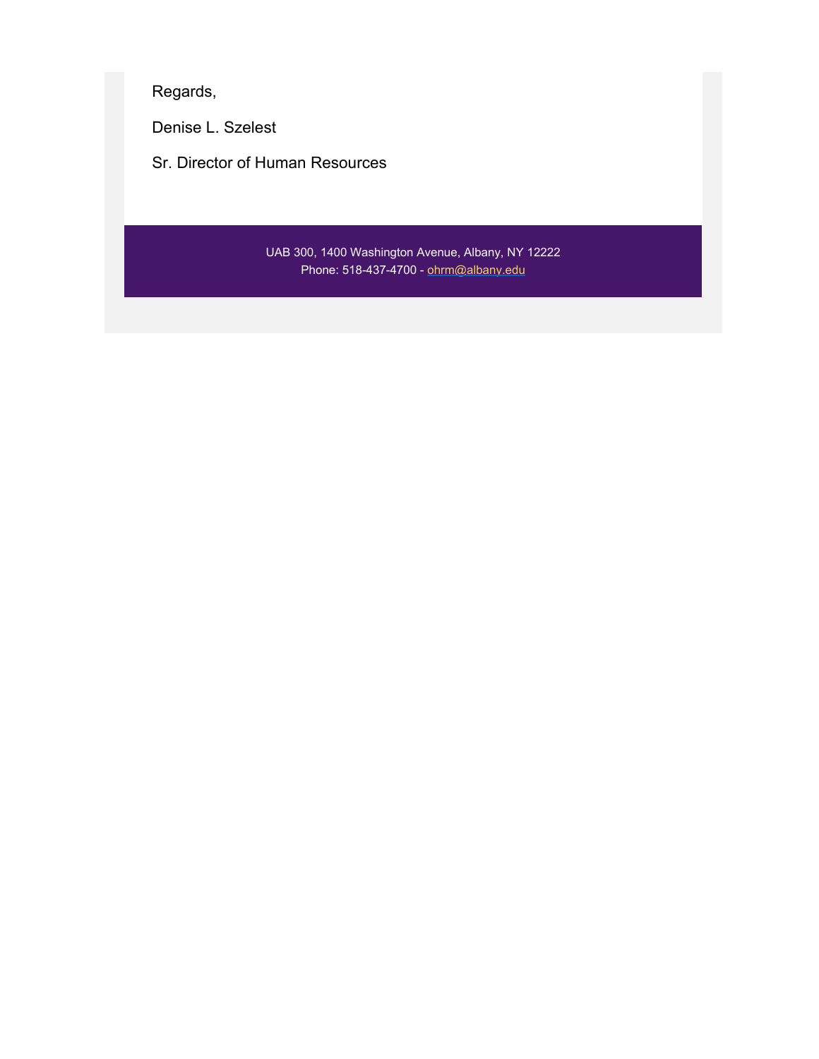Regards,

Denise L. Szelest

Sr. Director of Human Resources

UAB 300, 1400 Washington Avenue, Albany, NY 12222
Phone: 518-437-4700 - ohrm@albany.edu